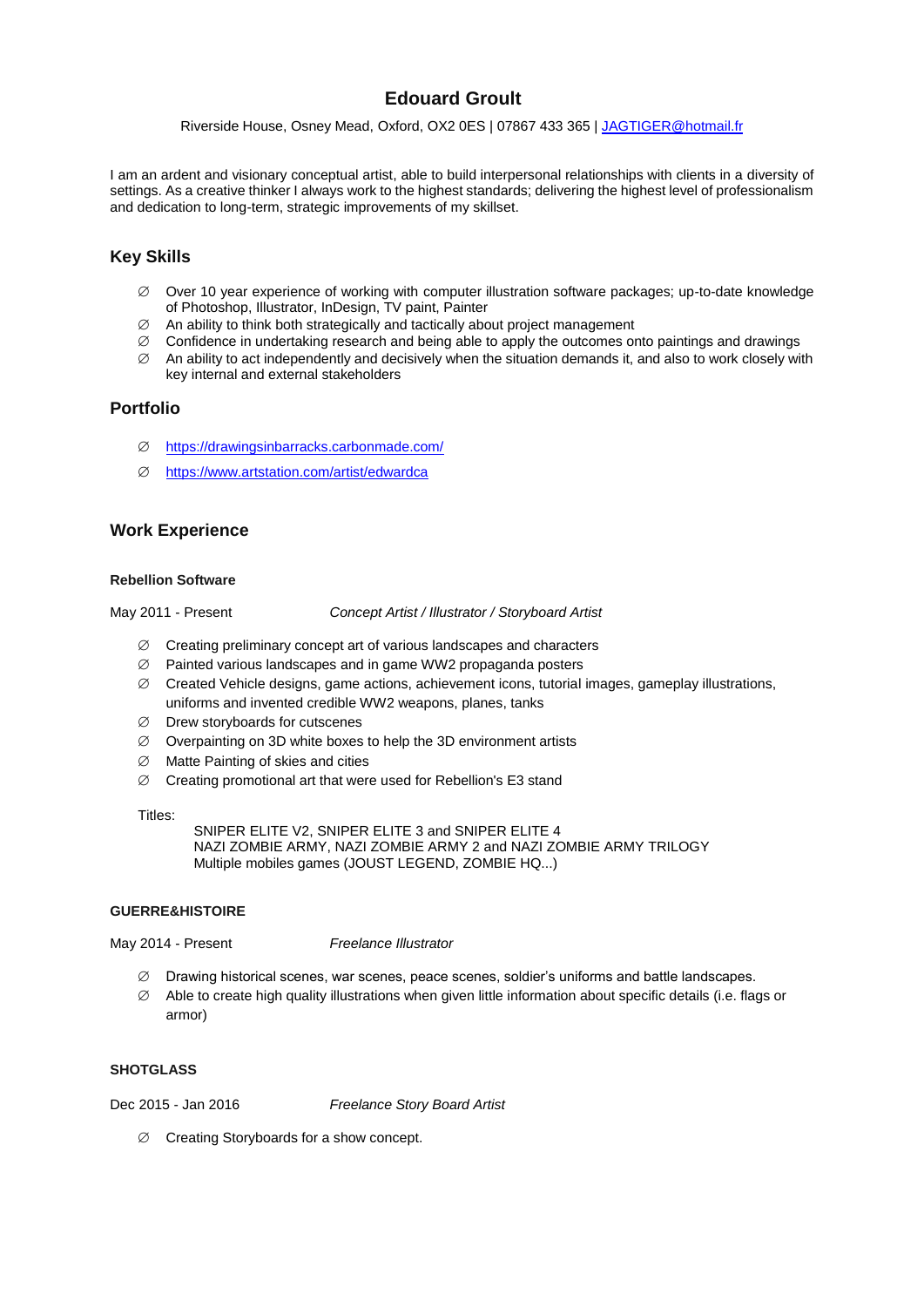# Edouard Groult

Riverside House, Osney Mead, Oxford, OX2 0ES | 07867 433 365 | JAGTIGER@hotmail.fr

I am an ardent and visionary conceptual artist, able to build interpersonal relationships with clients in a diversity of settings. As a creative thinker I always work to the highest standards; delivering the highest level of professionalism and dedication to long-term, strategic improvements of my skillset.

## Key Skills

- Over 10 year experience of working with computer illustration software packages; up-to-date knowledge of Photoshop, Illustrator, InDesign, TV paint, Painter
- An ability to think both strategically and tactically about project management
- Confidence in undertaking research and being able to apply the outcomes onto paintings and drawings
- An ability to act independently and decisively when the situation demands it, and also to work closely with key internal and external stakeholders

## Portfolio

- https://drawingsinbarracks.carbonmade.com/
- https://www.artstation.com/artist/edwardca

## Work Experience

### Rebellion Software

May 2011 - Present *Concept Artist / Illustrator / Storyboard Artist*

- Creating preliminary concept art of various landscapes and characters
- Painted various landscapes and in game WW2 propaganda posters
- Created Vehicle designs, game actions, achievement icons, tutorial images, gameplay illustrations, uniforms and invented credible WW2 weapons, planes, tanks
- Drew storyboards for cutscenes
- Overpainting on 3D white boxes to help the 3D environment artists
- Matte Painting of skies and cities
- Creating promotional art that were used for Rebellion's E3 stand

Titles:

SNIPER ELITE V2, SNIPER ELITE 3 and SNIPER ELITE 4
NAZI ZOMBIE ARMY, NAZI ZOMBIE ARMY 2 and NAZI ZOMBIE ARMY TRILOGY
Multiple mobiles games (JOUST LEGEND, ZOMBIE HQ...)

### GUERRE&HISTOIRE

May 2014 - Present *Freelance Illustrator*

- Drawing historical scenes, war scenes, peace scenes, soldier's uniforms and battle landscapes.
- Able to create high quality illustrations when given little information about specific details (i.e. flags or armor)

### SHOTGLASS

Dec 2015 - Jan 2016 *Freelance Story Board Artist*

- Creating Storyboards for a show concept.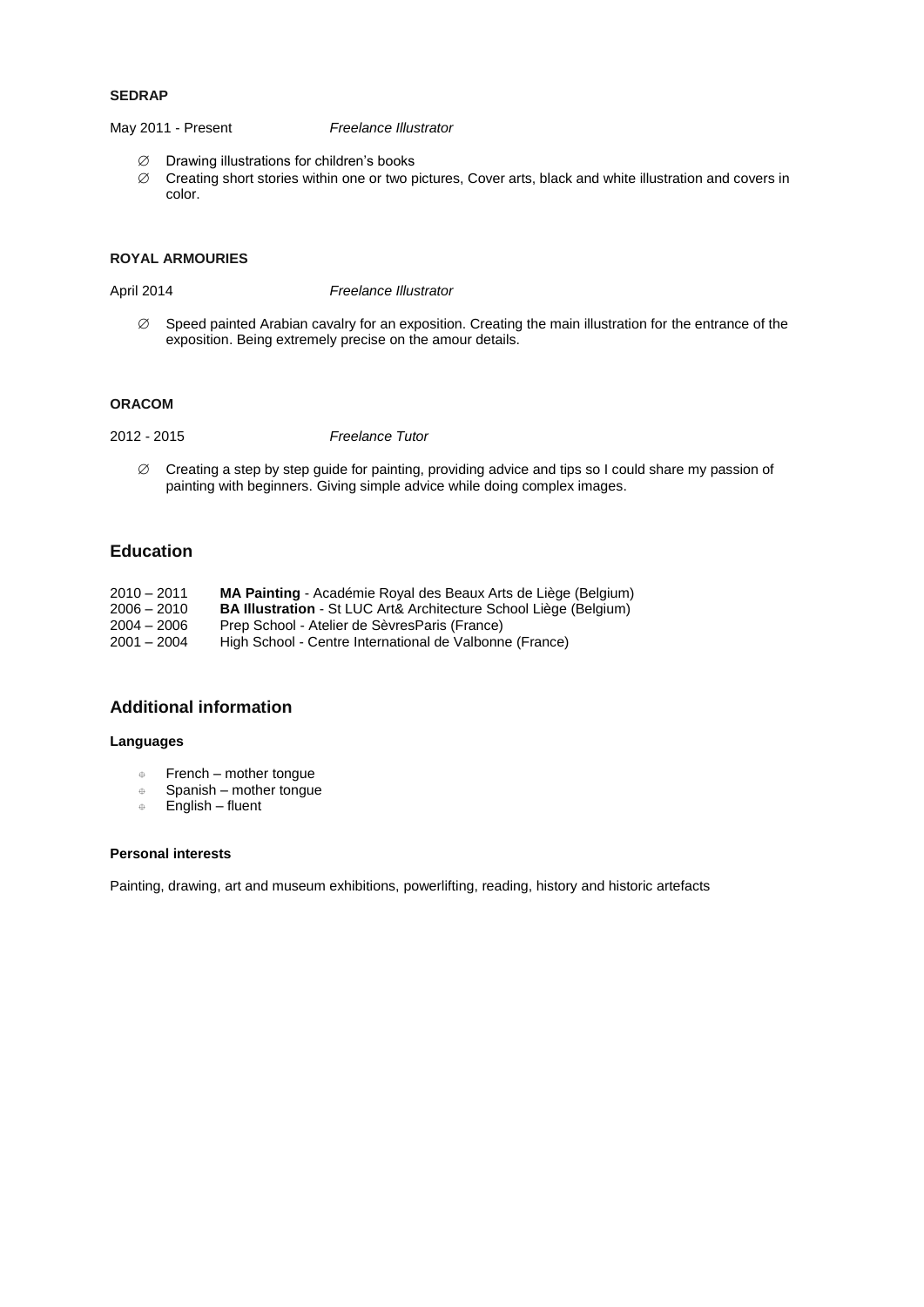**SEDRAP**

May 2011 - Present *Freelance Illustrator*

- Drawing illustrations for children's books
- Creating short stories within one or two pictures, Cover arts, black and white illustration and covers in color.

**ROYAL ARMOURIES**

April 2014 *Freelance Illustrator*

- Speed painted Arabian cavalry for an exposition. Creating the main illustration for the entrance of the exposition. Being extremely precise on the amour details.

**ORACOM**

2012 - 2015 *Freelance Tutor*

- Creating a step by step guide for painting, providing advice and tips so I could share my passion of painting with beginners. Giving simple advice while doing complex images.

## Education

| | |
|---|---|
| 2010 – 2011 | **MA Painting** - Académie Royal des Beaux Arts de Liège (Belgium) |
| 2006 – 2010 | **BA Illustration** - St LUC Art& Architecture School Liège (Belgium) |
| 2004 – 2006 | Prep School - Atelier de SèvresParis (France) |
| 2001 – 2004 | High School - Centre International de Valbonne (France) |

## Additional information

**Languages**

- French – mother tongue
- Spanish – mother tongue
- English – fluent

**Personal interests**

Painting, drawing, art and museum exhibitions, powerlifting, reading, history and historic artefacts